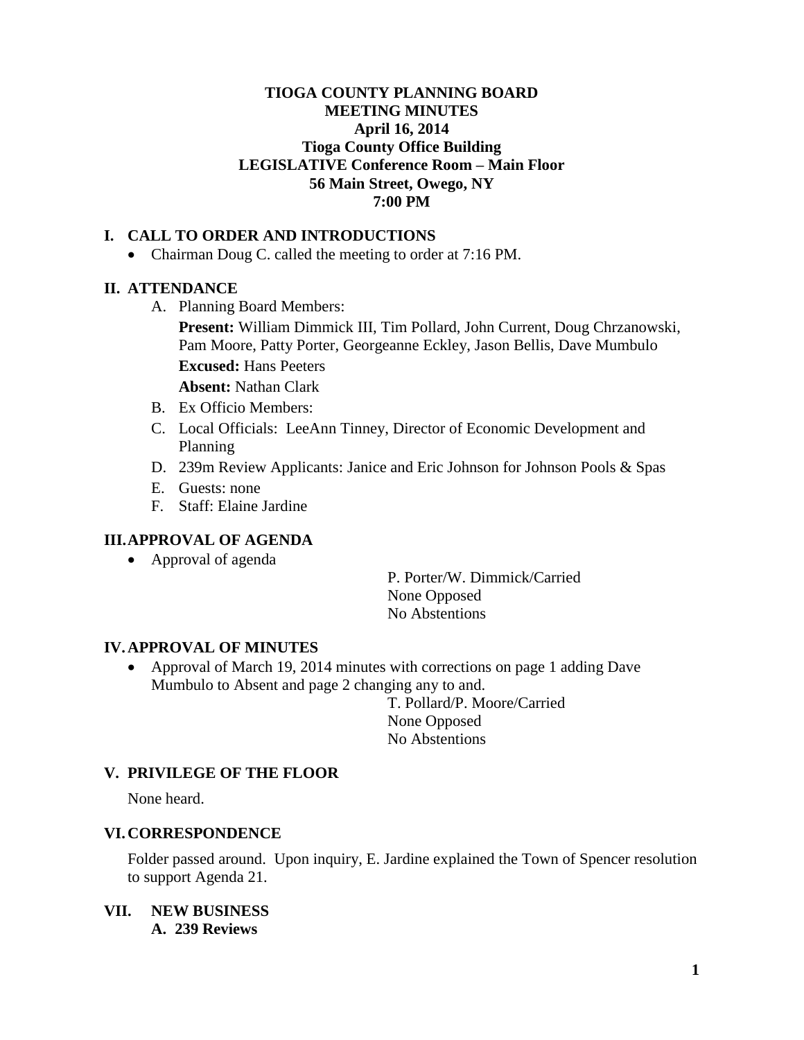# TIOGA COUNTY PLANNING BOARD
## MEETING MINUTES
**April 16, 2014**
**Tioga County Office Building**
**LEGISLATIVE Conference Room – Main Floor**
**56 Main Street, Owego, NY**
**7:00 PM**

## I. CALL TO ORDER AND INTRODUCTIONS

- Chairman Doug C. called the meeting to order at 7:16 PM.

## II. ATTENDANCE

A. Planning Board Members:

**Present:** William Dimmick III, Tim Pollard, John Current, Doug Chrzanowski, Pam Moore, Patty Porter, Georgeanne Eckley, Jason Bellis, Dave Mumbulo

**Excused:** Hans Peeters

**Absent:** Nathan Clark

B. Ex Officio Members:

C. Local Officials: LeeAnn Tinney, Director of Economic Development and Planning

D. 239m Review Applicants: Janice and Eric Johnson for Johnson Pools & Spas

E. Guests: none

F. Staff: Elaine Jardine

## III. APPROVAL OF AGENDA

- Approval of agenda

P. Porter/W. Dimmick/Carried
None Opposed
No Abstentions

## IV. APPROVAL OF MINUTES

- Approval of March 19, 2014 minutes with corrections on page 1 adding Dave Mumbulo to Absent and page 2 changing any to and.

T. Pollard/P. Moore/Carried
None Opposed
No Abstentions

## V. PRIVILEGE OF THE FLOOR

None heard.

## VI. CORRESPONDENCE

Folder passed around. Upon inquiry, E. Jardine explained the Town of Spencer resolution to support Agenda 21.

## VII. NEW BUSINESS

### A. 239 Reviews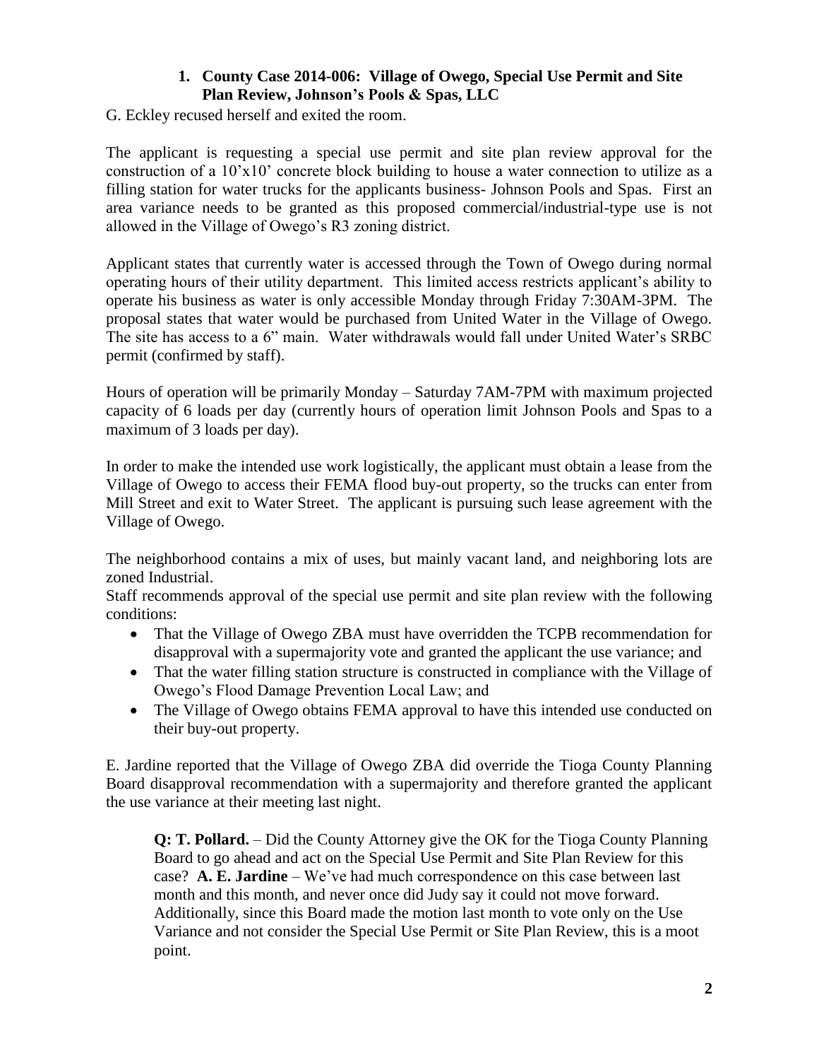1. **County Case 2014-006: Village of Owego, Special Use Permit and Site Plan Review, Johnson's Pools & Spas, LLC**

G. Eckley recused herself and exited the room.

The applicant is requesting a special use permit and site plan review approval for the construction of a 10'x10' concrete block building to house a water connection to utilize as a filling station for water trucks for the applicants business- Johnson Pools and Spas. First an area variance needs to be granted as this proposed commercial/industrial-type use is not allowed in the Village of Owego's R3 zoning district.

Applicant states that currently water is accessed through the Town of Owego during normal operating hours of their utility department. This limited access restricts applicant's ability to operate his business as water is only accessible Monday through Friday 7:30AM-3PM. The proposal states that water would be purchased from United Water in the Village of Owego. The site has access to a 6" main. Water withdrawals would fall under United Water's SRBC permit (confirmed by staff).

Hours of operation will be primarily Monday – Saturday 7AM-7PM with maximum projected capacity of 6 loads per day (currently hours of operation limit Johnson Pools and Spas to a maximum of 3 loads per day).

In order to make the intended use work logistically, the applicant must obtain a lease from the Village of Owego to access their FEMA flood buy-out property, so the trucks can enter from Mill Street and exit to Water Street. The applicant is pursuing such lease agreement with the Village of Owego.

The neighborhood contains a mix of uses, but mainly vacant land, and neighboring lots are zoned Industrial.

Staff recommends approval of the special use permit and site plan review with the following conditions:

- That the Village of Owego ZBA must have overridden the TCPB recommendation for disapproval with a supermajority vote and granted the applicant the use variance; and
- That the water filling station structure is constructed in compliance with the Village of Owego's Flood Damage Prevention Local Law; and
- The Village of Owego obtains FEMA approval to have this intended use conducted on their buy-out property.

E. Jardine reported that the Village of Owego ZBA did override the Tioga County Planning Board disapproval recommendation with a supermajority and therefore granted the applicant the use variance at their meeting last night.

> **Q: T. Pollard.** – Did the County Attorney give the OK for the Tioga County Planning Board to go ahead and act on the Special Use Permit and Site Plan Review for this case? **A. E. Jardine** – We've had much correspondence on this case between last month and this month, and never once did Judy say it could not move forward. Additionally, since this Board made the motion last month to vote only on the Use Variance and not consider the Special Use Permit or Site Plan Review, this is a moot point.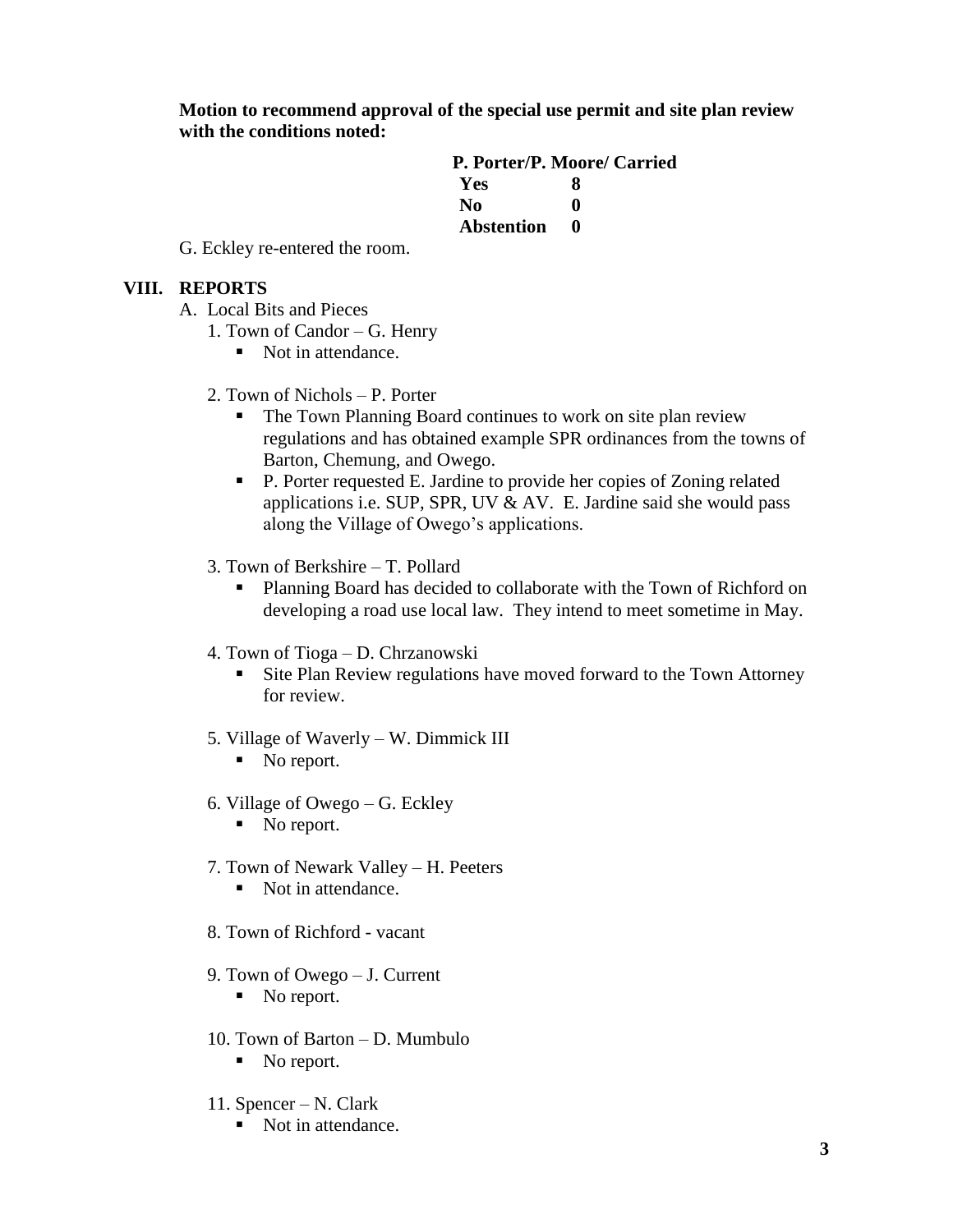**Motion to recommend approval of the special use permit and site plan review with the conditions noted:**

**P. Porter/P. Moore/ Carried**

| | |
|---|---|
| **Yes** | **8** |
| **No** | **0** |
| **Abstention** | **0** |

G. Eckley re-entered the room.

## VIII. REPORTS

A. Local Bits and Pieces

1. Town of Candor – G. Henry
   - Not in attendance.

2. Town of Nichols – P. Porter
   - The Town Planning Board continues to work on site plan review regulations and has obtained example SPR ordinances from the towns of Barton, Chemung, and Owego.
   - P. Porter requested E. Jardine to provide her copies of Zoning related applications i.e. SUP, SPR, UV & AV. E. Jardine said she would pass along the Village of Owego's applications.

3. Town of Berkshire – T. Pollard
   - Planning Board has decided to collaborate with the Town of Richford on developing a road use local law. They intend to meet sometime in May.

4. Town of Tioga – D. Chrzanowski
   - Site Plan Review regulations have moved forward to the Town Attorney for review.

5. Village of Waverly – W. Dimmick III
   - No report.

6. Village of Owego – G. Eckley
   - No report.

7. Town of Newark Valley – H. Peeters
   - Not in attendance.

8. Town of Richford - vacant

9. Town of Owego – J. Current
   - No report.

10. Town of Barton – D. Mumbulo
    - No report.

11. Spencer – N. Clark
    - Not in attendance.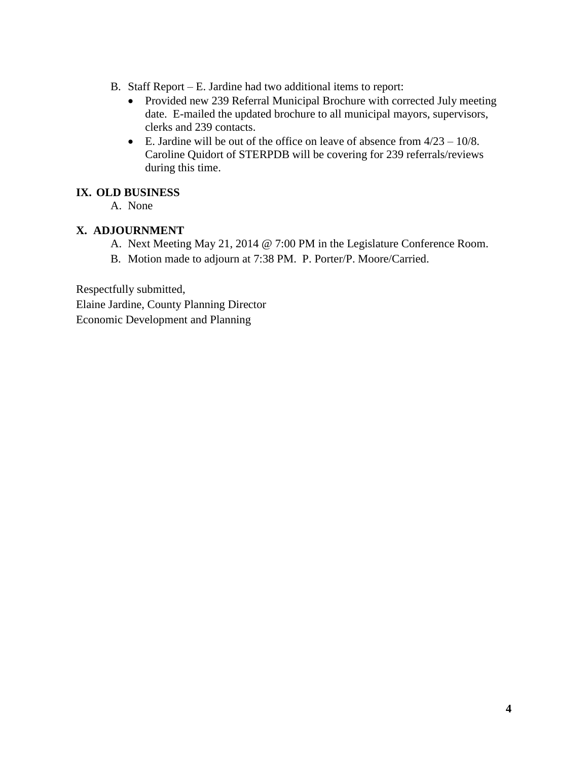B. Staff Report – E. Jardine had two additional items to report:
    - Provided new 239 Referral Municipal Brochure with corrected July meeting date. E-mailed the updated brochure to all municipal mayors, supervisors, clerks and 239 contacts.
    - E. Jardine will be out of the office on leave of absence from 4/23 – 10/8. Caroline Quidort of STERPDB will be covering for 239 referrals/reviews during this time.

**IX. OLD BUSINESS**

A. None

**X. ADJOURNMENT**

A. Next Meeting May 21, 2014 @ 7:00 PM in the Legislature Conference Room.

B. Motion made to adjourn at 7:38 PM. P. Porter/P. Moore/Carried.

Respectfully submitted,
Elaine Jardine, County Planning Director
Economic Development and Planning